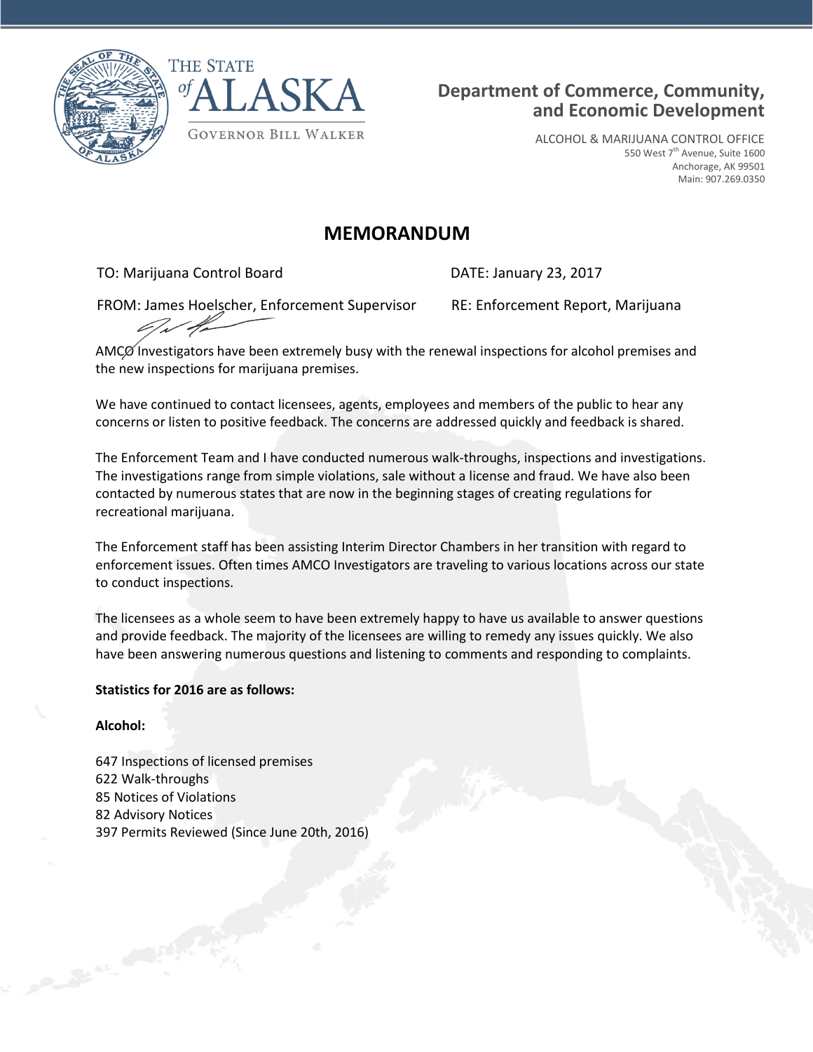THE STATE of ALASKA

GOVERNOR BILL WALKER

**Department of Commerce, Community, and Economic Development**

ALCOHOL & MARIJUANA CONTROL OFFICE
550 West 7th Avenue, Suite 1600
Anchorage, AK 99501
Main: 907.269.0350

# MEMORANDUM

TO: Marijuana Control Board

DATE: January 23, 2017

FROM: James Hoelscher, Enforcement Supervisor

RE: Enforcement Report, Marijuana

AMCO Investigators have been extremely busy with the renewal inspections for alcohol premises and the new inspections for marijuana premises.

We have continued to contact licensees, agents, employees and members of the public to hear any concerns or listen to positive feedback. The concerns are addressed quickly and feedback is shared.

The Enforcement Team and I have conducted numerous walk-throughs, inspections and investigations. The investigations range from simple violations, sale without a license and fraud. We have also been contacted by numerous states that are now in the beginning stages of creating regulations for recreational marijuana.

The Enforcement staff has been assisting Interim Director Chambers in her transition with regard to enforcement issues. Often times AMCO Investigators are traveling to various locations across our state to conduct inspections.

The licensees as a whole seem to have been extremely happy to have us available to answer questions and provide feedback. The majority of the licensees are willing to remedy any issues quickly. We also have been answering numerous questions and listening to comments and responding to complaints.

**Statistics for 2016 are as follows:**

**Alcohol:**

647 Inspections of licensed premises
622 Walk-throughs
85 Notices of Violations
82 Advisory Notices
397 Permits Reviewed (Since June 20th, 2016)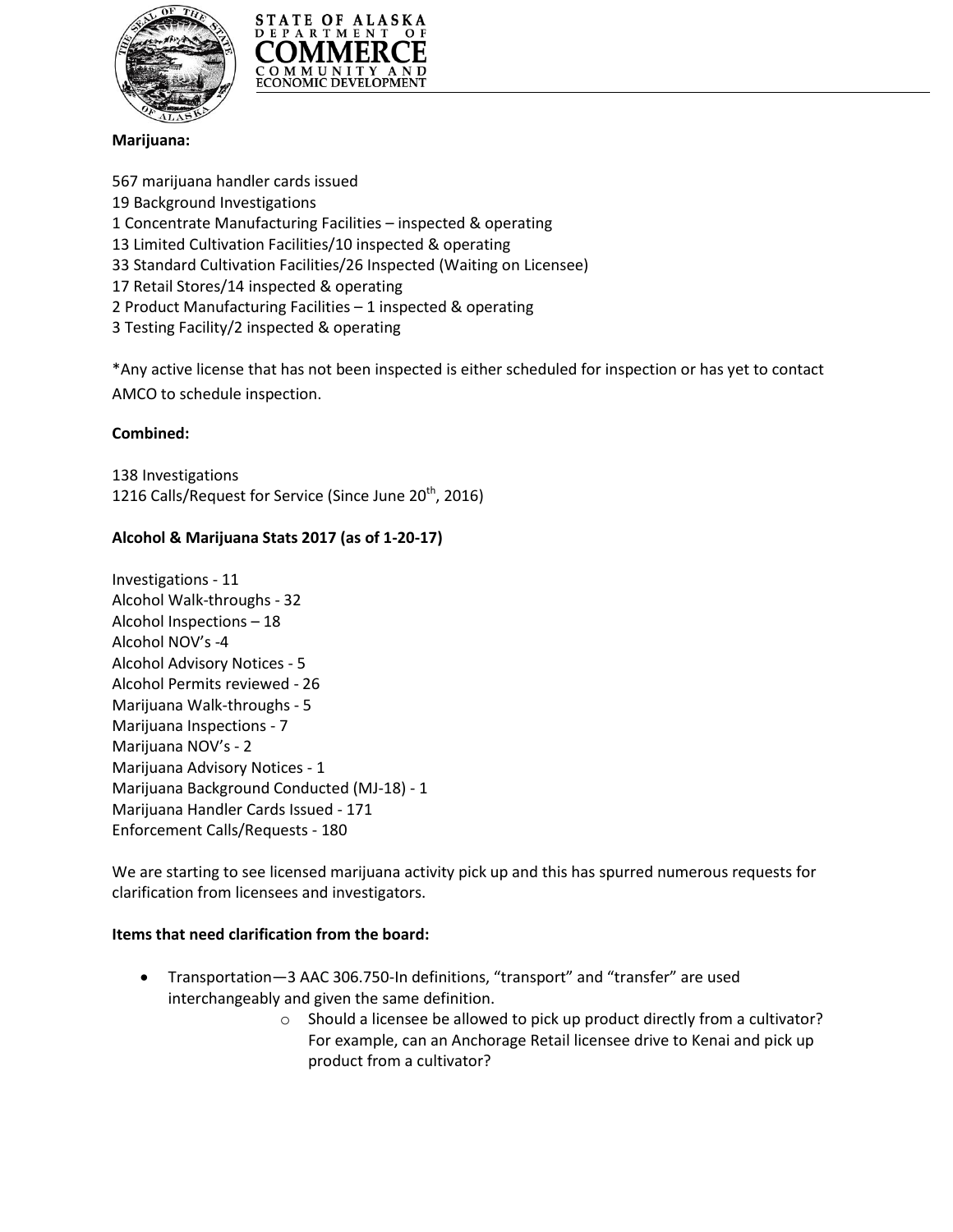**Marijuana:**

567 marijuana handler cards issued
19 Background Investigations
1 Concentrate Manufacturing Facilities – inspected & operating
13 Limited Cultivation Facilities/10 inspected & operating
33 Standard Cultivation Facilities/26 Inspected (Waiting on Licensee)
17 Retail Stores/14 inspected & operating
2 Product Manufacturing Facilities – 1 inspected & operating
3 Testing Facility/2 inspected & operating

*Any active license that has not been inspected is either scheduled for inspection or has yet to contact AMCO to schedule inspection.

**Combined:**

138 Investigations
1216 Calls/Request for Service (Since June 20th, 2016)

**Alcohol & Marijuana Stats 2017 (as of 1-20-17)**

Investigations - 11
Alcohol Walk-throughs - 32
Alcohol Inspections – 18
Alcohol NOV's -4
Alcohol Advisory Notices - 5
Alcohol Permits reviewed - 26
Marijuana Walk-throughs - 5
Marijuana Inspections - 7
Marijuana NOV's - 2
Marijuana Advisory Notices - 1
Marijuana Background Conducted (MJ-18) - 1
Marijuana Handler Cards Issued - 171
Enforcement Calls/Requests - 180

We are starting to see licensed marijuana activity pick up and this has spurred numerous requests for clarification from licensees and investigators.

**Items that need clarification from the board:**

- Transportation—3 AAC 306.750-In definitions, "transport" and "transfer" are used interchangeably and given the same definition.
    - Should a licensee be allowed to pick up product directly from a cultivator? For example, can an Anchorage Retail licensee drive to Kenai and pick up product from a cultivator?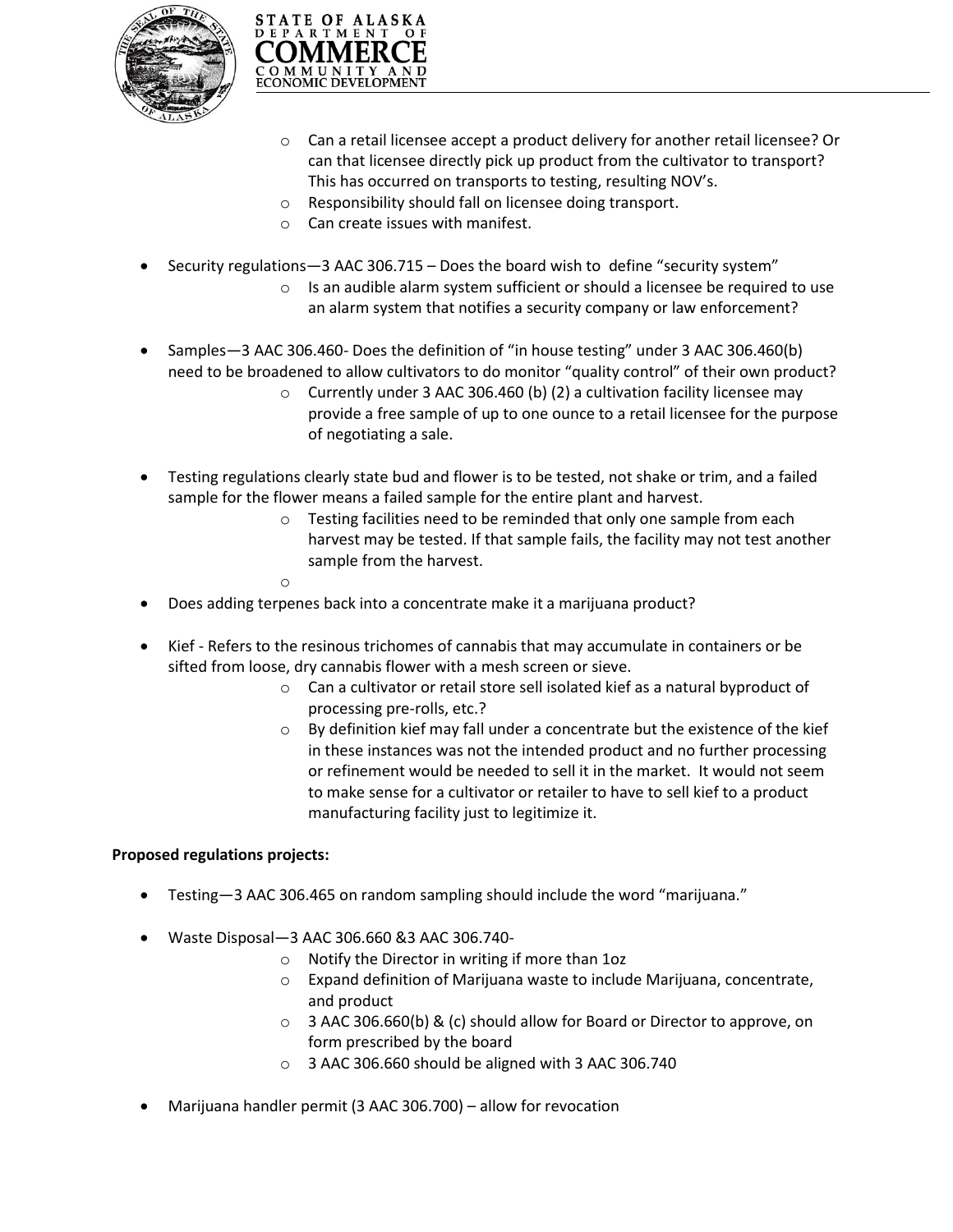- Can a retail licensee accept a product delivery for another retail licensee? Or can that licensee directly pick up product from the cultivator to transport? This has occurred on transports to testing, resulting NOV's.
  - Responsibility should fall on licensee doing transport.
  - Can create issues with manifest.

- Security regulations—3 AAC 306.715 – Does the board wish to define "security system"
  - Is an audible alarm system sufficient or should a licensee be required to use an alarm system that notifies a security company or law enforcement?

- Samples—3 AAC 306.460- Does the definition of "in house testing" under 3 AAC 306.460(b) need to be broadened to allow cultivators to do monitor "quality control" of their own product?
  - Currently under 3 AAC 306.460 (b) (2) a cultivation facility licensee may provide a free sample of up to one ounce to a retail licensee for the purpose of negotiating a sale.

- Testing regulations clearly state bud and flower is to be tested, not shake or trim, and a failed sample for the flower means a failed sample for the entire plant and harvest.
  - Testing facilities need to be reminded that only one sample from each harvest may be tested. If that sample fails, the facility may not test another sample from the harvest.

- Does adding terpenes back into a concentrate make it a marijuana product?

- Kief - Refers to the resinous trichomes of cannabis that may accumulate in containers or be sifted from loose, dry cannabis flower with a mesh screen or sieve.
  - Can a cultivator or retail store sell isolated kief as a natural byproduct of processing pre-rolls, etc.?
  - By definition kief may fall under a concentrate but the existence of the kief in these instances was not the intended product and no further processing or refinement would be needed to sell it in the market. It would not seem to make sense for a cultivator or retailer to have to sell kief to a product manufacturing facility just to legitimize it.

**Proposed regulations projects:**

- Testing—3 AAC 306.465 on random sampling should include the word "marijuana."

- Waste Disposal—3 AAC 306.660 &3 AAC 306.740-
  - Notify the Director in writing if more than 1oz
  - Expand definition of Marijuana waste to include Marijuana, concentrate, and product
  - 3 AAC 306.660(b) & (c) should allow for Board or Director to approve, on form prescribed by the board
  - 3 AAC 306.660 should be aligned with 3 AAC 306.740

- Marijuana handler permit (3 AAC 306.700) – allow for revocation